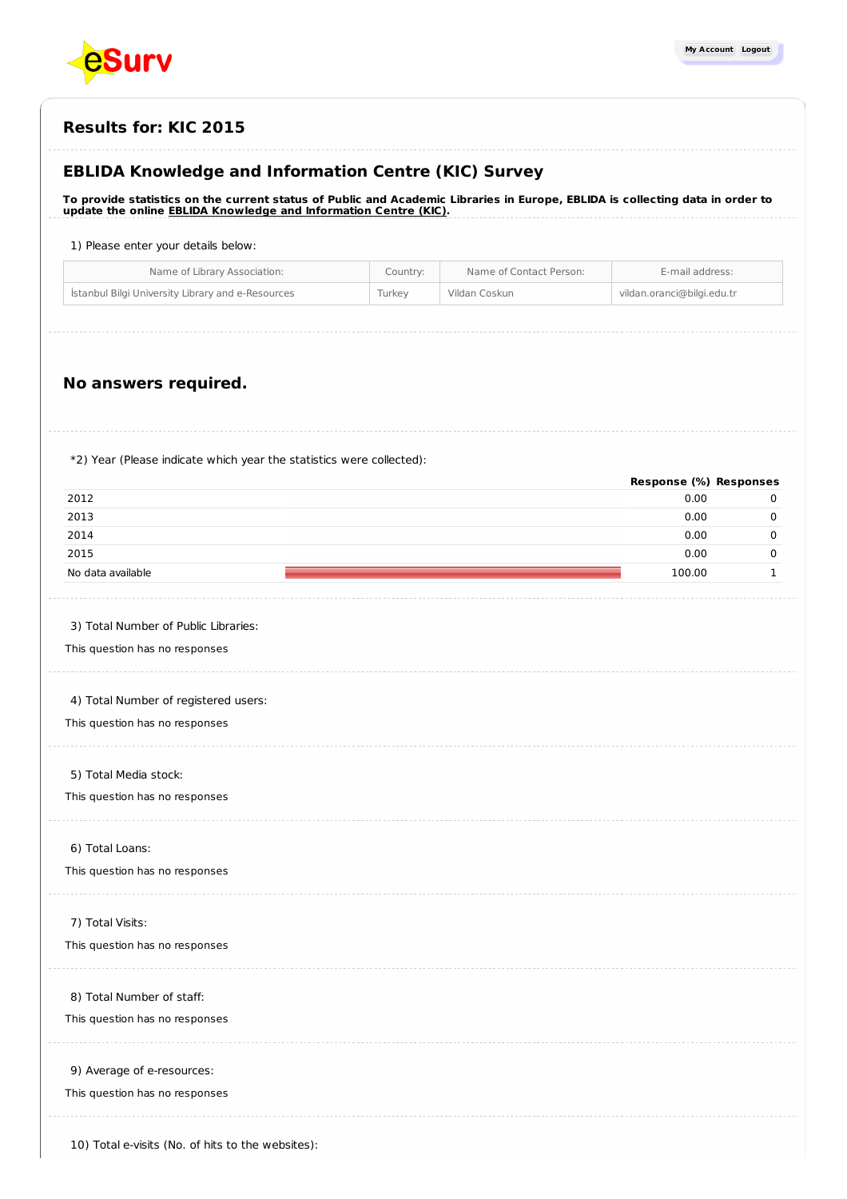## Results for: KIC 2015

## EBLIDA Knowledge and Information Centre (KIC) Survey

**To provide statistics on the current status of Public and Academic Libraries in Europe, EBLIDA is collecting data in order to update the online EBLIDA Knowledge and Information Centre (KIC).**

1) Please enter your details below:

| Name of Library Association: | Country: | Name of Contact Person: | E-mail address: |
|---|---|---|---|
| İstanbul Bilgi University Library and e-Resources | Turkey | Vildan Coskun | vildan.oranci@bilgi.edu.tr |

## No answers required.

*2) Year (Please indicate which year the statistics were collected):

| | Response (%) | Responses |
|---|---|---|
| 2012 | 0.00 | 0 |
| 2013 | 0.00 | 0 |
| 2014 | 0.00 | 0 |
| 2015 | 0.00 | 0 |
| No data available | 100.00 | 1 |

3) Total Number of Public Libraries:

This question has no responses

4) Total Number of registered users:

This question has no responses

5) Total Media stock:

This question has no responses

6) Total Loans:

This question has no responses

7) Total Visits:

This question has no responses

8) Total Number of staff:

This question has no responses

9) Average of e-resources:

This question has no responses

10) Total e-visits (No. of hits to the websites):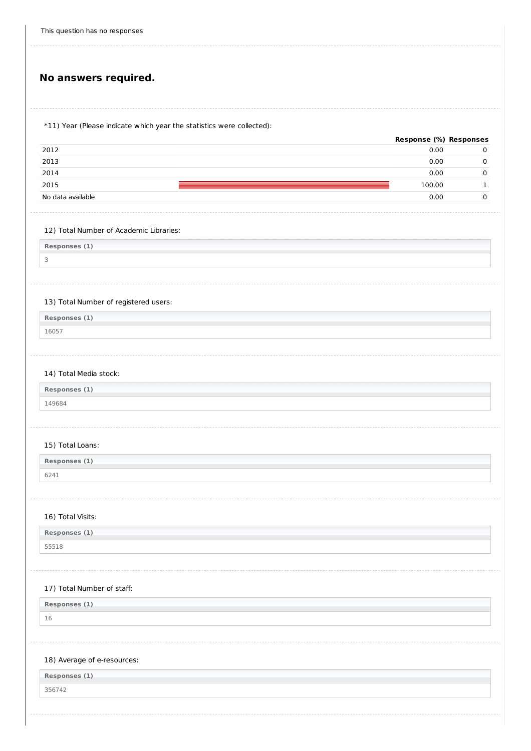This question has no responses

## No answers required.

*11) Year (Please indicate which year the statistics were collected):

| | Response (%) | Responses |
|---|---|---|
| 2012 | 0.00 | 0 |
| 2013 | 0.00 | 0 |
| 2014 | 0.00 | 0 |
| 2015 | 100.00 | 1 |
| No data available | 0.00 | 0 |

12) Total Number of Academic Libraries:

| Responses (1) |
|---|
| 3 |

13) Total Number of registered users:

| Responses (1) |
|---|
| 16057 |

14) Total Media stock:

| Responses (1) |
|---|
| 149684 |

15) Total Loans:

| Responses (1) |
|---|
| 6241 |

16) Total Visits:

| Responses (1) |
|---|
| 55518 |

17) Total Number of staff:

| Responses (1) |
|---|
| 16 |

18) Average of e-resources:

| Responses (1) |
|---|
| 356742 |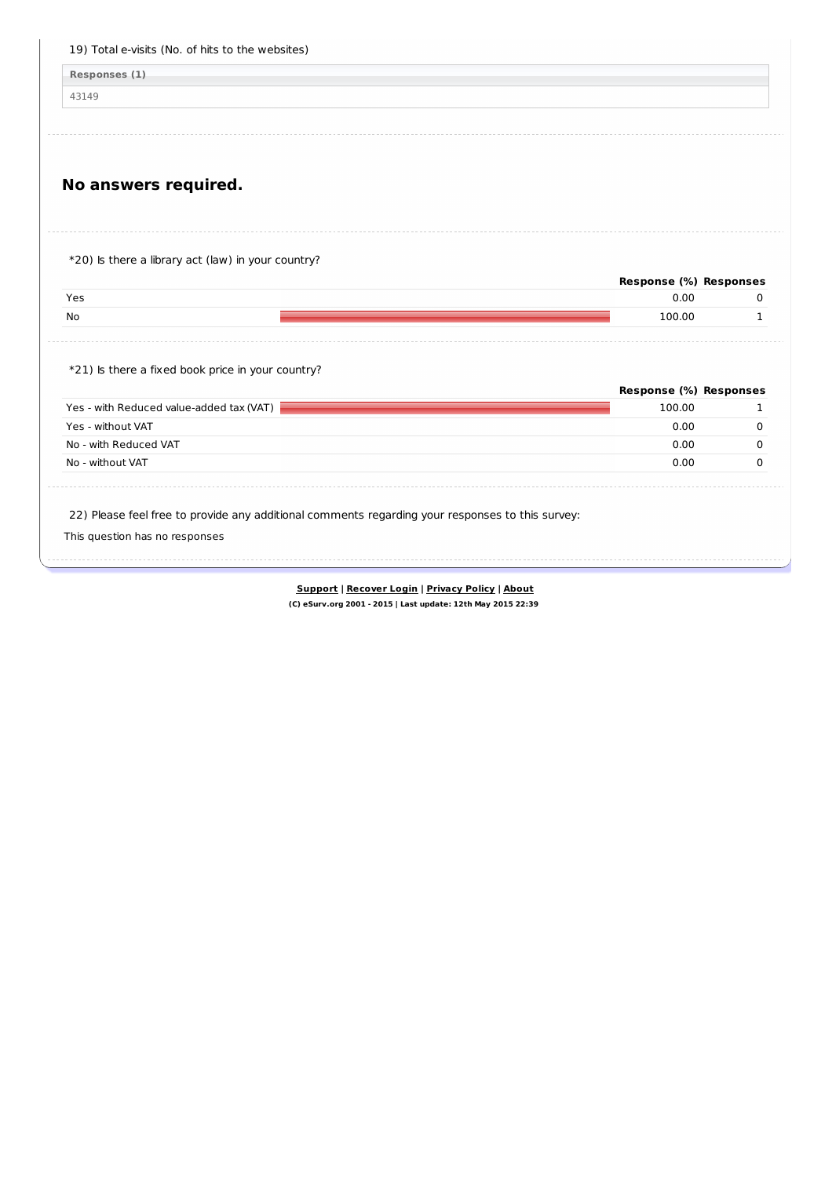19) Total e-visits (No. of hits to the websites)

| Responses (1) |
|---|
| 43149 |

## No answers required.

*20) Is there a library act (law) in your country?

| | Response (%) | Responses |
|---|---|---|
| Yes | 0.00 | 0 |
| No | 100.00 | 1 |

*21) Is there a fixed book price in your country?

| | Response (%) | Responses |
|---|---|---|
| Yes - with Reduced value-added tax (VAT) | 100.00 | 1 |
| Yes - without VAT | 0.00 | 0 |
| No - with Reduced VAT | 0.00 | 0 |
| No - without VAT | 0.00 | 0 |

22) Please feel free to provide any additional comments regarding your responses to this survey:

This question has no responses

**Support** | **Recover Login** | **Privacy Policy** | **About**

**(C) eSurv.org 2001 - 2015 | Last update: 12th May 2015 22:39**